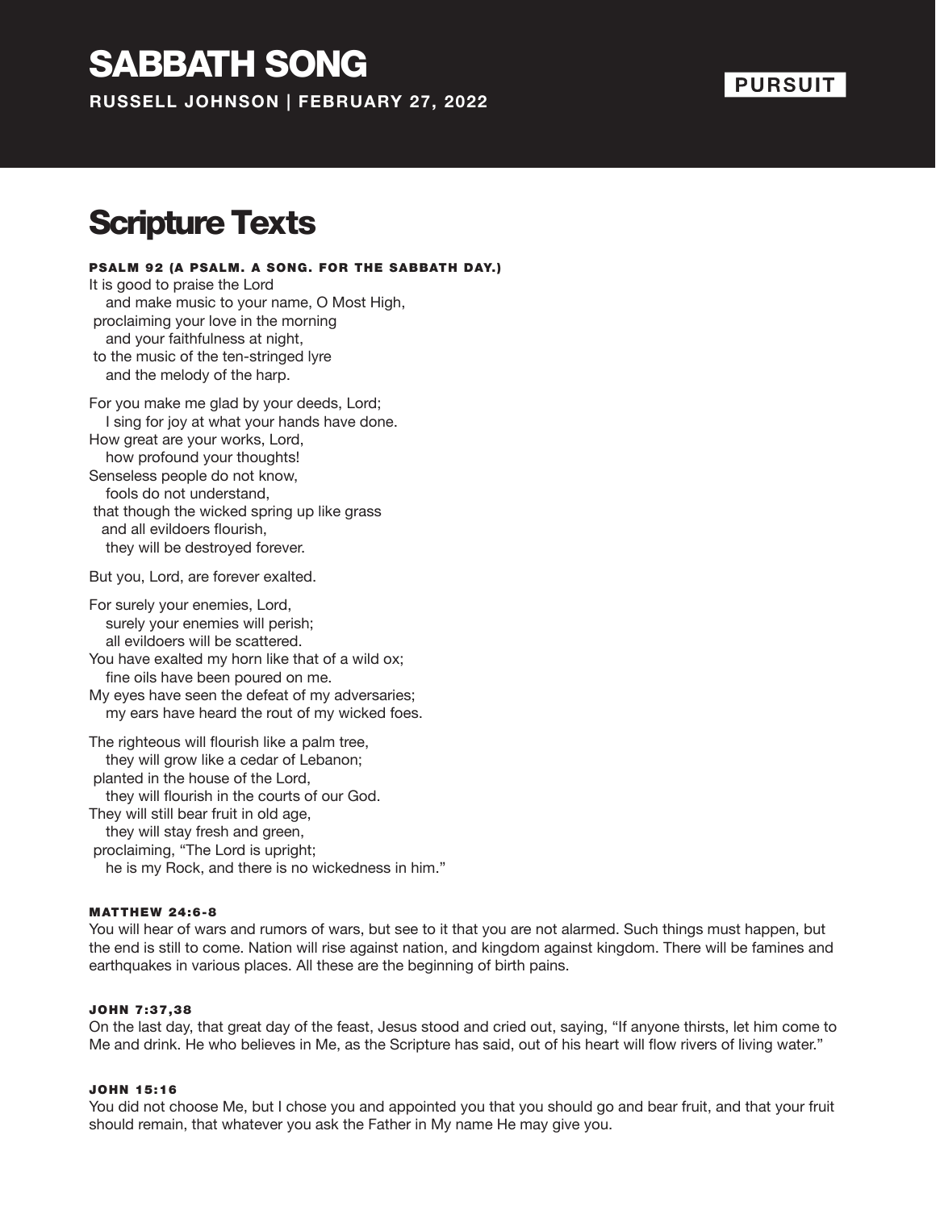# SABBATH SONG

**RUSSELL JOHNSON | FEBRUARY 27, 2022**

**PURSUIT**

## Scripture Texts

#### PSALM 92 (A PSALM. A SONG. FOR THE SABBATH DAY.)

It is good to praise the Lord
and make music to your name, O Most High,
proclaiming your love in the morning
and your faithfulness at night,
to the music of the ten-stringed lyre
and the melody of the harp.

For you make me glad by your deeds, Lord;
I sing for joy at what your hands have done.
How great are your works, Lord,
how profound your thoughts!
Senseless people do not know,
fools do not understand,
that though the wicked spring up like grass
and all evildoers flourish,
they will be destroyed forever.

But you, Lord, are forever exalted.

For surely your enemies, Lord,
surely your enemies will perish;
all evildoers will be scattered.
You have exalted my horn like that of a wild ox;
fine oils have been poured on me.
My eyes have seen the defeat of my adversaries;
my ears have heard the rout of my wicked foes.

The righteous will flourish like a palm tree,
they will grow like a cedar of Lebanon;
planted in the house of the Lord,
they will flourish in the courts of our God.
They will still bear fruit in old age,
they will stay fresh and green,
proclaiming, "The Lord is upright;
he is my Rock, and there is no wickedness in him."

#### MATTHEW 24:6-8

You will hear of wars and rumors of wars, but see to it that you are not alarmed. Such things must happen, but the end is still to come. Nation will rise against nation, and kingdom against kingdom. There will be famines and earthquakes in various places. All these are the beginning of birth pains.

#### JOHN 7:37,38

On the last day, that great day of the feast, Jesus stood and cried out, saying, "If anyone thirsts, let him come to Me and drink. He who believes in Me, as the Scripture has said, out of his heart will flow rivers of living water."

#### JOHN 15:16

You did not choose Me, but I chose you and appointed you that you should go and bear fruit, and that your fruit should remain, that whatever you ask the Father in My name He may give you.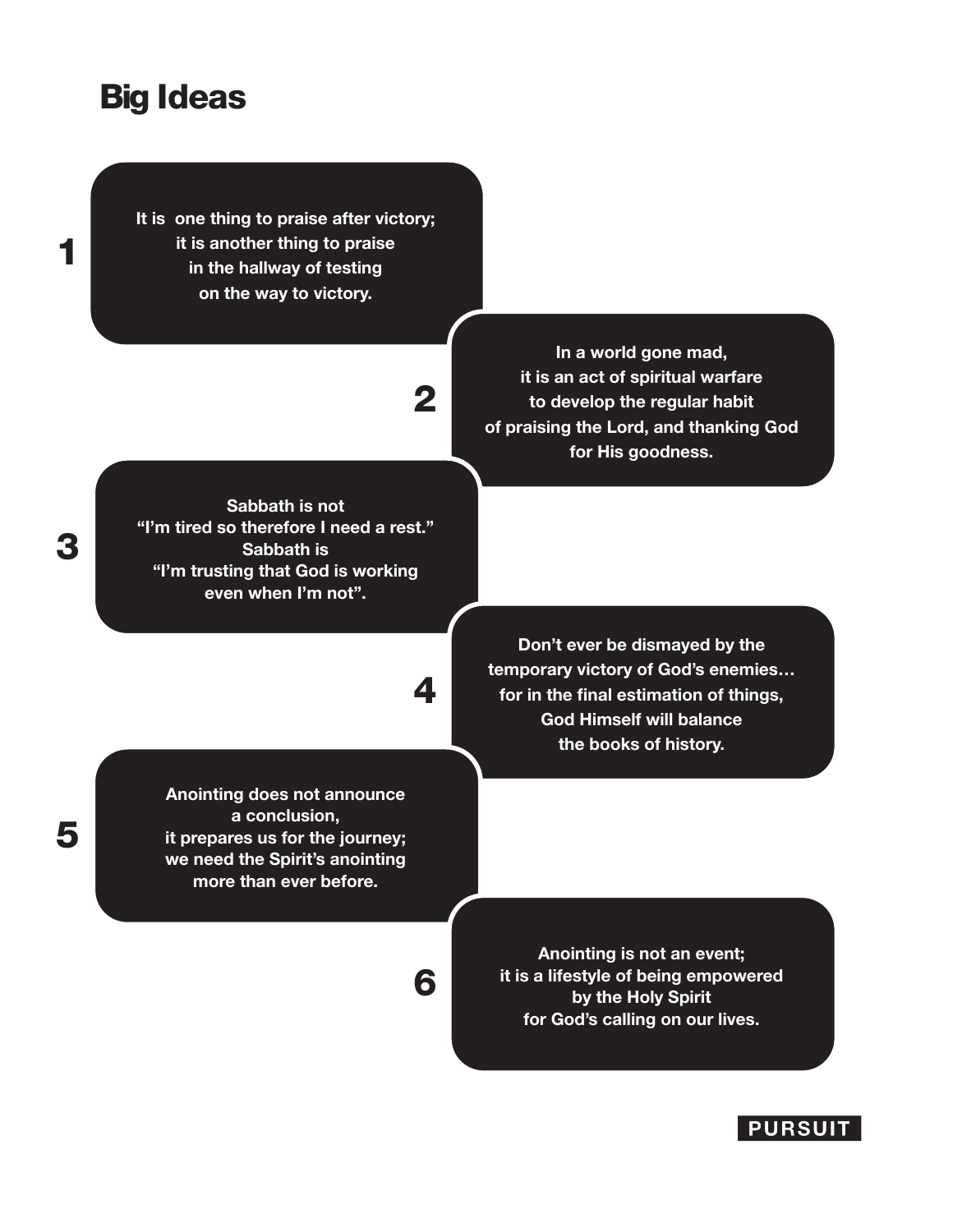# Big Ideas

1. It is one thing to praise after victory; it is another thing to praise in the hallway of testing on the way to victory.

2. In a world gone mad, it is an act of spiritual warfare to develop the regular habit of praising the Lord, and thanking God for His goodness.

3. Sabbath is not "I'm tired so therefore I need a rest." Sabbath is "I'm trusting that God is working even when I'm not".

4. Don't ever be dismayed by the temporary victory of God's enemies… for in the final estimation of things, God Himself will balance the books of history.

5. Anointing does not announce a conclusion, it prepares us for the journey; we need the Spirit's anointing more than ever before.

6. Anointing is not an event; it is a lifestyle of being empowered by the Holy Spirit for God's calling on our lives.

**PURSUIT**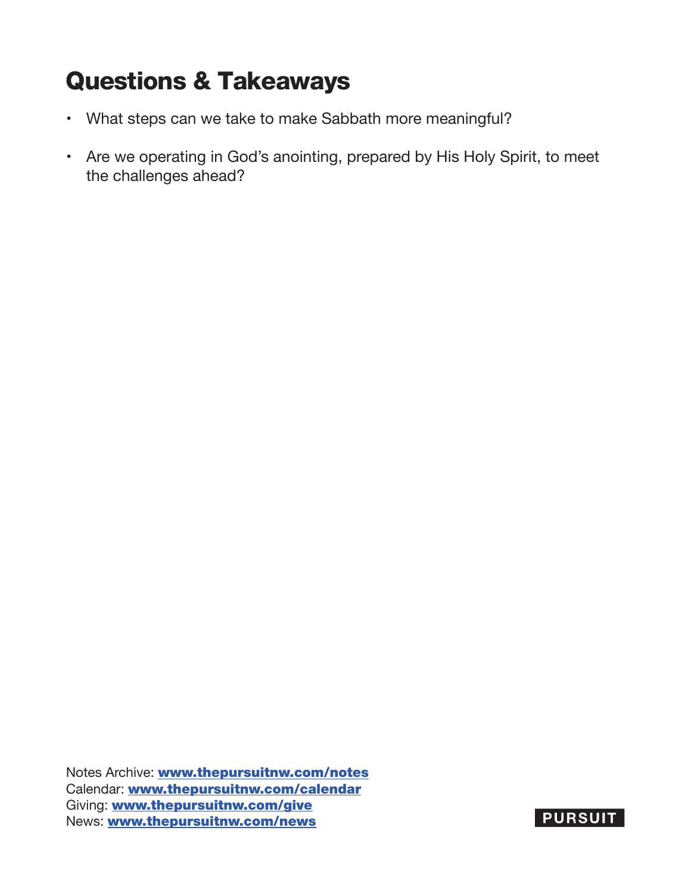## Questions & Takeaways

- What steps can we take to make Sabbath more meaningful?
- Are we operating in God's anointing, prepared by His Holy Spirit, to meet the challenges ahead?

Notes Archive: **www.thepursuitnw.com/notes**
Calendar: **www.thepursuitnw.com/calendar**
Giving: **www.thepursuitnw.com/give**
News: **www.thepursuitnw.com/news**

PURSUIT